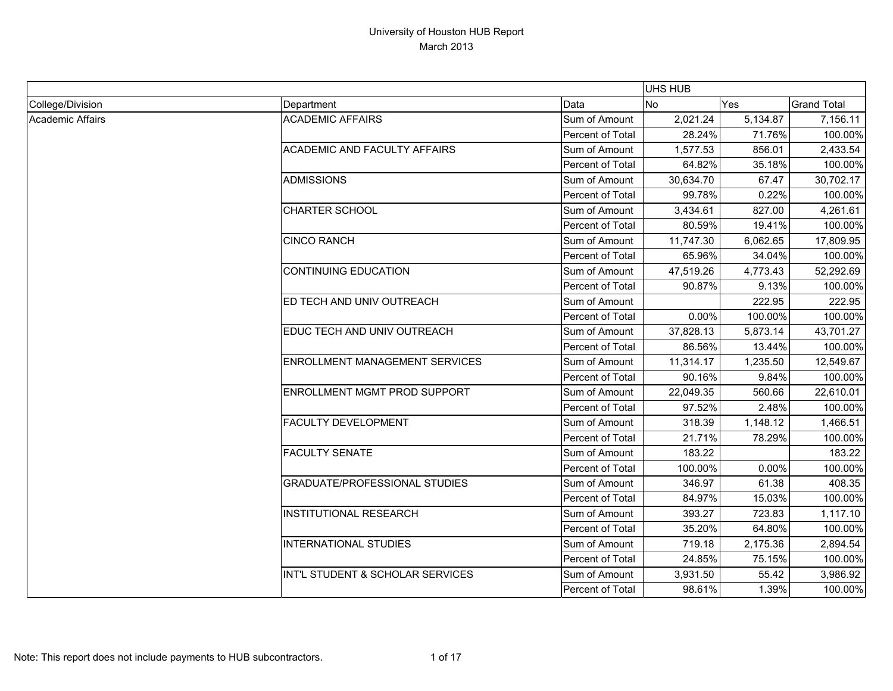# University of Houston HUB Report
March 2013

| | | | UHS HUB | | |
|---|---|---|---|---|---|
| College/Division | Department | Data | No | Yes | Grand Total |
| Academic Affairs | ACADEMIC AFFAIRS | Sum of Amount | 2,021.24 | 5,134.87 | 7,156.11 |
| | | Percent of Total | 28.24% | 71.76% | 100.00% |
| | ACADEMIC AND FACULTY AFFAIRS | Sum of Amount | 1,577.53 | 856.01 | 2,433.54 |
| | | Percent of Total | 64.82% | 35.18% | 100.00% |
| | ADMISSIONS | Sum of Amount | 30,634.70 | 67.47 | 30,702.17 |
| | | Percent of Total | 99.78% | 0.22% | 100.00% |
| | CHARTER SCHOOL | Sum of Amount | 3,434.61 | 827.00 | 4,261.61 |
| | | Percent of Total | 80.59% | 19.41% | 100.00% |
| | CINCO RANCH | Sum of Amount | 11,747.30 | 6,062.65 | 17,809.95 |
| | | Percent of Total | 65.96% | 34.04% | 100.00% |
| | CONTINUING EDUCATION | Sum of Amount | 47,519.26 | 4,773.43 | 52,292.69 |
| | | Percent of Total | 90.87% | 9.13% | 100.00% |
| | ED TECH AND UNIV OUTREACH | Sum of Amount | | 222.95 | 222.95 |
| | | Percent of Total | 0.00% | 100.00% | 100.00% |
| | EDUC TECH AND UNIV OUTREACH | Sum of Amount | 37,828.13 | 5,873.14 | 43,701.27 |
| | | Percent of Total | 86.56% | 13.44% | 100.00% |
| | ENROLLMENT MANAGEMENT SERVICES | Sum of Amount | 11,314.17 | 1,235.50 | 12,549.67 |
| | | Percent of Total | 90.16% | 9.84% | 100.00% |
| | ENROLLMENT MGMT PROD SUPPORT | Sum of Amount | 22,049.35 | 560.66 | 22,610.01 |
| | | Percent of Total | 97.52% | 2.48% | 100.00% |
| | FACULTY DEVELOPMENT | Sum of Amount | 318.39 | 1,148.12 | 1,466.51 |
| | | Percent of Total | 21.71% | 78.29% | 100.00% |
| | FACULTY SENATE | Sum of Amount | 183.22 | | 183.22 |
| | | Percent of Total | 100.00% | 0.00% | 100.00% |
| | GRADUATE/PROFESSIONAL STUDIES | Sum of Amount | 346.97 | 61.38 | 408.35 |
| | | Percent of Total | 84.97% | 15.03% | 100.00% |
| | INSTITUTIONAL RESEARCH | Sum of Amount | 393.27 | 723.83 | 1,117.10 |
| | | Percent of Total | 35.20% | 64.80% | 100.00% |
| | INTERNATIONAL STUDIES | Sum of Amount | 719.18 | 2,175.36 | 2,894.54 |
| | | Percent of Total | 24.85% | 75.15% | 100.00% |
| | INT'L STUDENT & SCHOLAR SERVICES | Sum of Amount | 3,931.50 | 55.42 | 3,986.92 |
| | | Percent of Total | 98.61% | 1.39% | 100.00% |

Note: This report does not include payments to HUB subcontractors.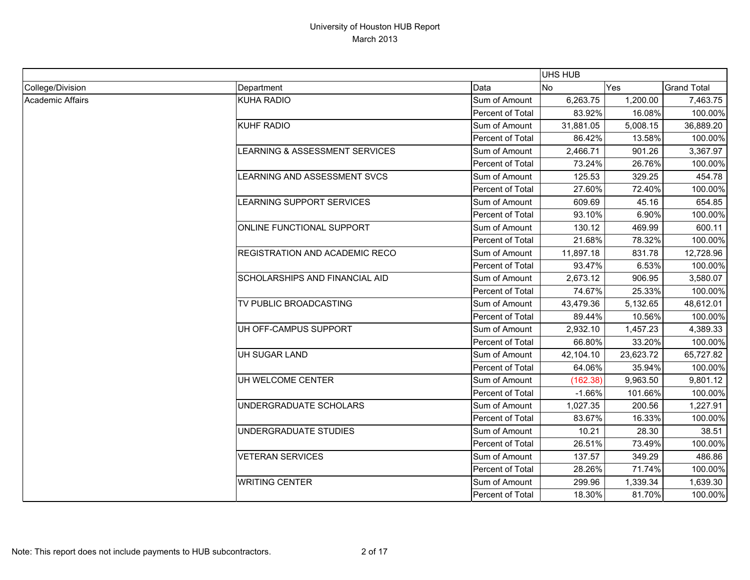# University of Houston HUB Report

March 2013

| | | | UHS HUB | | |
|---|---|---|---|---|---|
| College/Division | Department | Data | No | Yes | Grand Total |
| Academic Affairs | KUHA RADIO | Sum of Amount | 6,263.75 | 1,200.00 | 7,463.75 |
| | | Percent of Total | 83.92% | 16.08% | 100.00% |
| | KUHF RADIO | Sum of Amount | 31,881.05 | 5,008.15 | 36,889.20 |
| | | Percent of Total | 86.42% | 13.58% | 100.00% |
| | LEARNING & ASSESSMENT SERVICES | Sum of Amount | 2,466.71 | 901.26 | 3,367.97 |
| | | Percent of Total | 73.24% | 26.76% | 100.00% |
| | LEARNING AND ASSESSMENT SVCS | Sum of Amount | 125.53 | 329.25 | 454.78 |
| | | Percent of Total | 27.60% | 72.40% | 100.00% |
| | LEARNING SUPPORT SERVICES | Sum of Amount | 609.69 | 45.16 | 654.85 |
| | | Percent of Total | 93.10% | 6.90% | 100.00% |
| | ONLINE FUNCTIONAL SUPPORT | Sum of Amount | 130.12 | 469.99 | 600.11 |
| | | Percent of Total | 21.68% | 78.32% | 100.00% |
| | REGISTRATION AND ACADEMIC RECO | Sum of Amount | 11,897.18 | 831.78 | 12,728.96 |
| | | Percent of Total | 93.47% | 6.53% | 100.00% |
| | SCHOLARSHIPS AND FINANCIAL AID | Sum of Amount | 2,673.12 | 906.95 | 3,580.07 |
| | | Percent of Total | 74.67% | 25.33% | 100.00% |
| | TV PUBLIC BROADCASTING | Sum of Amount | 43,479.36 | 5,132.65 | 48,612.01 |
| | | Percent of Total | 89.44% | 10.56% | 100.00% |
| | UH OFF-CAMPUS SUPPORT | Sum of Amount | 2,932.10 | 1,457.23 | 4,389.33 |
| | | Percent of Total | 66.80% | 33.20% | 100.00% |
| | UH SUGAR LAND | Sum of Amount | 42,104.10 | 23,623.72 | 65,727.82 |
| | | Percent of Total | 64.06% | 35.94% | 100.00% |
| | UH WELCOME CENTER | Sum of Amount | (162.38) | 9,963.50 | 9,801.12 |
| | | Percent of Total | -1.66% | 101.66% | 100.00% |
| | UNDERGRADUATE SCHOLARS | Sum of Amount | 1,027.35 | 200.56 | 1,227.91 |
| | | Percent of Total | 83.67% | 16.33% | 100.00% |
| | UNDERGRADUATE STUDIES | Sum of Amount | 10.21 | 28.30 | 38.51 |
| | | Percent of Total | 26.51% | 73.49% | 100.00% |
| | VETERAN SERVICES | Sum of Amount | 137.57 | 349.29 | 486.86 |
| | | Percent of Total | 28.26% | 71.74% | 100.00% |
| | WRITING CENTER | Sum of Amount | 299.96 | 1,339.34 | 1,639.30 |
| | | Percent of Total | 18.30% | 81.70% | 100.00% |

Note: This report does not include payments to HUB subcontractors.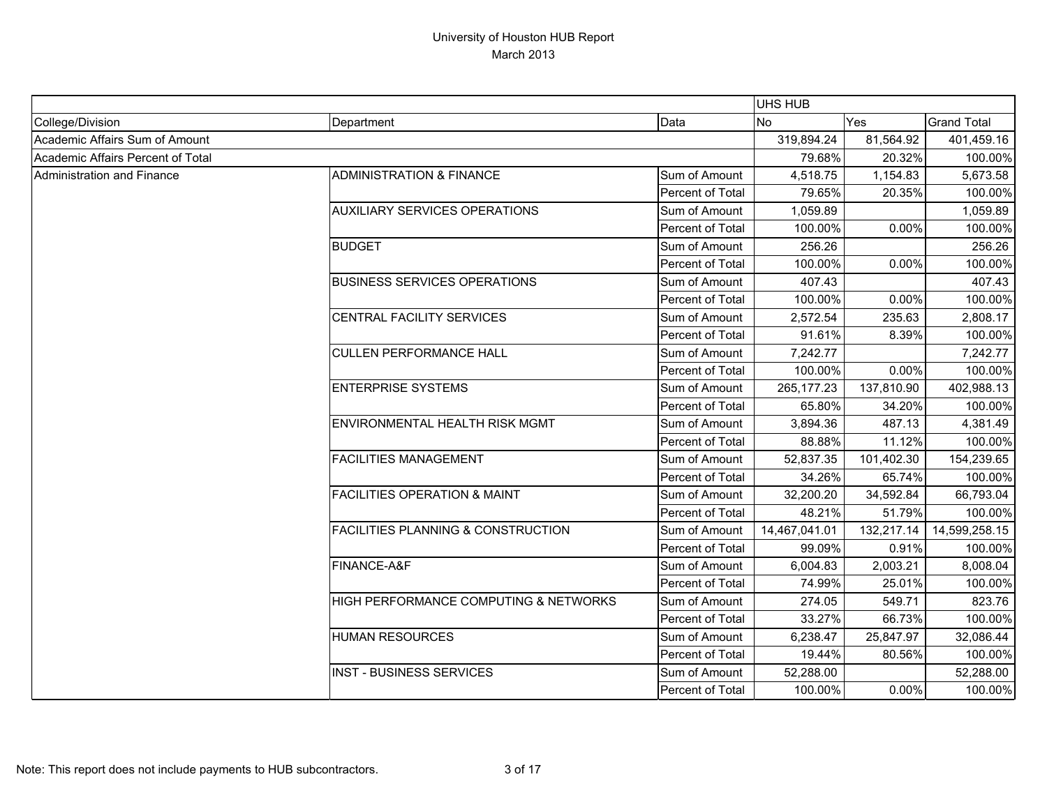# University of Houston HUB Report
March 2013

| | | | UHS HUB | | |
|---|---|---|---|---|---|
| College/Division | Department | Data | No | Yes | Grand Total |
| Academic Affairs Sum of Amount | | | 319,894.24 | 81,564.92 | 401,459.16 |
| Academic Affairs Percent of Total | | | 79.68% | 20.32% | 100.00% |
| Administration and Finance | ADMINISTRATION & FINANCE | Sum of Amount | 4,518.75 | 1,154.83 | 5,673.58 |
| | | Percent of Total | 79.65% | 20.35% | 100.00% |
| | AUXILIARY SERVICES OPERATIONS | Sum of Amount | 1,059.89 | | 1,059.89 |
| | | Percent of Total | 100.00% | 0.00% | 100.00% |
| | BUDGET | Sum of Amount | 256.26 | | 256.26 |
| | | Percent of Total | 100.00% | 0.00% | 100.00% |
| | BUSINESS SERVICES OPERATIONS | Sum of Amount | 407.43 | | 407.43 |
| | | Percent of Total | 100.00% | 0.00% | 100.00% |
| | CENTRAL FACILITY SERVICES | Sum of Amount | 2,572.54 | 235.63 | 2,808.17 |
| | | Percent of Total | 91.61% | 8.39% | 100.00% |
| | CULLEN PERFORMANCE HALL | Sum of Amount | 7,242.77 | | 7,242.77 |
| | | Percent of Total | 100.00% | 0.00% | 100.00% |
| | ENTERPRISE SYSTEMS | Sum of Amount | 265,177.23 | 137,810.90 | 402,988.13 |
| | | Percent of Total | 65.80% | 34.20% | 100.00% |
| | ENVIRONMENTAL HEALTH RISK MGMT | Sum of Amount | 3,894.36 | 487.13 | 4,381.49 |
| | | Percent of Total | 88.88% | 11.12% | 100.00% |
| | FACILITIES MANAGEMENT | Sum of Amount | 52,837.35 | 101,402.30 | 154,239.65 |
| | | Percent of Total | 34.26% | 65.74% | 100.00% |
| | FACILITIES OPERATION & MAINT | Sum of Amount | 32,200.20 | 34,592.84 | 66,793.04 |
| | | Percent of Total | 48.21% | 51.79% | 100.00% |
| | FACILITIES PLANNING & CONSTRUCTION | Sum of Amount | 14,467,041.01 | 132,217.14 | 14,599,258.15 |
| | | Percent of Total | 99.09% | 0.91% | 100.00% |
| | FINANCE-A&F | Sum of Amount | 6,004.83 | 2,003.21 | 8,008.04 |
| | | Percent of Total | 74.99% | 25.01% | 100.00% |
| | HIGH PERFORMANCE COMPUTING & NETWORKS | Sum of Amount | 274.05 | 549.71 | 823.76 |
| | | Percent of Total | 33.27% | 66.73% | 100.00% |
| | HUMAN RESOURCES | Sum of Amount | 6,238.47 | 25,847.97 | 32,086.44 |
| | | Percent of Total | 19.44% | 80.56% | 100.00% |
| | INST - BUSINESS SERVICES | Sum of Amount | 52,288.00 | | 52,288.00 |
| | | Percent of Total | 100.00% | 0.00% | 100.00% |

Note: This report does not include payments to HUB subcontractors.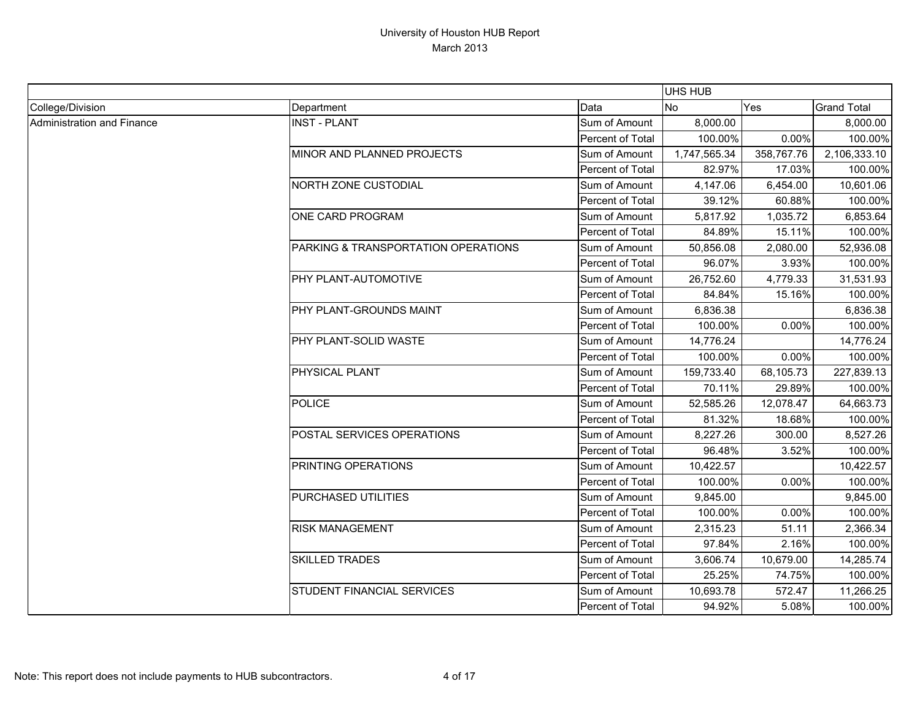University of Houston HUB Report
March 2013

| | | | UHS HUB | | |
|---|---|---|---|---|---|
| College/Division | Department | Data | No | Yes | Grand Total |
| Administration and Finance | INST - PLANT | Sum of Amount | 8,000.00 | | 8,000.00 |
| | | Percent of Total | 100.00% | 0.00% | 100.00% |
| | MINOR AND PLANNED PROJECTS | Sum of Amount | 1,747,565.34 | 358,767.76 | 2,106,333.10 |
| | | Percent of Total | 82.97% | 17.03% | 100.00% |
| | NORTH ZONE CUSTODIAL | Sum of Amount | 4,147.06 | 6,454.00 | 10,601.06 |
| | | Percent of Total | 39.12% | 60.88% | 100.00% |
| | ONE CARD PROGRAM | Sum of Amount | 5,817.92 | 1,035.72 | 6,853.64 |
| | | Percent of Total | 84.89% | 15.11% | 100.00% |
| | PARKING & TRANSPORTATION OPERATIONS | Sum of Amount | 50,856.08 | 2,080.00 | 52,936.08 |
| | | Percent of Total | 96.07% | 3.93% | 100.00% |
| | PHY PLANT-AUTOMOTIVE | Sum of Amount | 26,752.60 | 4,779.33 | 31,531.93 |
| | | Percent of Total | 84.84% | 15.16% | 100.00% |
| | PHY PLANT-GROUNDS MAINT | Sum of Amount | 6,836.38 | | 6,836.38 |
| | | Percent of Total | 100.00% | 0.00% | 100.00% |
| | PHY PLANT-SOLID WASTE | Sum of Amount | 14,776.24 | | 14,776.24 |
| | | Percent of Total | 100.00% | 0.00% | 100.00% |
| | PHYSICAL PLANT | Sum of Amount | 159,733.40 | 68,105.73 | 227,839.13 |
| | | Percent of Total | 70.11% | 29.89% | 100.00% |
| | POLICE | Sum of Amount | 52,585.26 | 12,078.47 | 64,663.73 |
| | | Percent of Total | 81.32% | 18.68% | 100.00% |
| | POSTAL SERVICES OPERATIONS | Sum of Amount | 8,227.26 | 300.00 | 8,527.26 |
| | | Percent of Total | 96.48% | 3.52% | 100.00% |
| | PRINTING OPERATIONS | Sum of Amount | 10,422.57 | | 10,422.57 |
| | | Percent of Total | 100.00% | 0.00% | 100.00% |
| | PURCHASED UTILITIES | Sum of Amount | 9,845.00 | | 9,845.00 |
| | | Percent of Total | 100.00% | 0.00% | 100.00% |
| | RISK MANAGEMENT | Sum of Amount | 2,315.23 | 51.11 | 2,366.34 |
| | | Percent of Total | 97.84% | 2.16% | 100.00% |
| | SKILLED TRADES | Sum of Amount | 3,606.74 | 10,679.00 | 14,285.74 |
| | | Percent of Total | 25.25% | 74.75% | 100.00% |
| | STUDENT FINANCIAL SERVICES | Sum of Amount | 10,693.78 | 572.47 | 11,266.25 |
| | | Percent of Total | 94.92% | 5.08% | 100.00% |

Note: This report does not include payments to HUB subcontractors.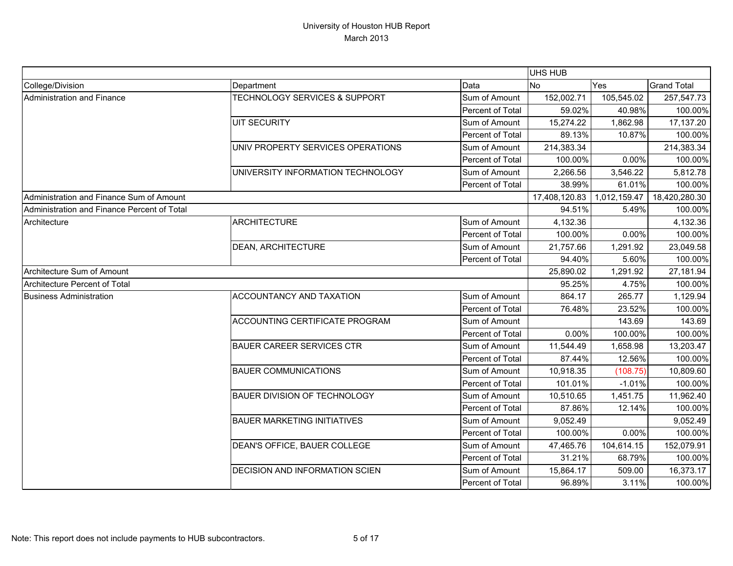# University of Houston HUB Report
March 2013

| | | | UHS HUB | | |
|---|---|---|---|---|---|
| College/Division | Department | Data | No | Yes | Grand Total |
| Administration and Finance | TECHNOLOGY SERVICES & SUPPORT | Sum of Amount | 152,002.71 | 105,545.02 | 257,547.73 |
| | | Percent of Total | 59.02% | 40.98% | 100.00% |
| | UIT SECURITY | Sum of Amount | 15,274.22 | 1,862.98 | 17,137.20 |
| | | Percent of Total | 89.13% | 10.87% | 100.00% |
| | UNIV PROPERTY SERVICES OPERATIONS | Sum of Amount | 214,383.34 | | 214,383.34 |
| | | Percent of Total | 100.00% | 0.00% | 100.00% |
| | UNIVERSITY INFORMATION TECHNOLOGY | Sum of Amount | 2,266.56 | 3,546.22 | 5,812.78 |
| | | Percent of Total | 38.99% | 61.01% | 100.00% |
| Administration and Finance Sum of Amount | | | 17,408,120.83 | 1,012,159.47 | 18,420,280.30 |
| Administration and Finance Percent of Total | | | 94.51% | 5.49% | 100.00% |
| Architecture | ARCHITECTURE | Sum of Amount | 4,132.36 | | 4,132.36 |
| | | Percent of Total | 100.00% | 0.00% | 100.00% |
| | DEAN, ARCHITECTURE | Sum of Amount | 21,757.66 | 1,291.92 | 23,049.58 |
| | | Percent of Total | 94.40% | 5.60% | 100.00% |
| Architecture Sum of Amount | | | 25,890.02 | 1,291.92 | 27,181.94 |
| Architecture Percent of Total | | | 95.25% | 4.75% | 100.00% |
| Business Administration | ACCOUNTANCY AND TAXATION | Sum of Amount | 864.17 | 265.77 | 1,129.94 |
| | | Percent of Total | 76.48% | 23.52% | 100.00% |
| | ACCOUNTING CERTIFICATE PROGRAM | Sum of Amount | | 143.69 | 143.69 |
| | | Percent of Total | 0.00% | 100.00% | 100.00% |
| | BAUER CAREER SERVICES CTR | Sum of Amount | 11,544.49 | 1,658.98 | 13,203.47 |
| | | Percent of Total | 87.44% | 12.56% | 100.00% |
| | BAUER COMMUNICATIONS | Sum of Amount | 10,918.35 | (108.75) | 10,809.60 |
| | | Percent of Total | 101.01% | -1.01% | 100.00% |
| | BAUER DIVISION OF TECHNOLOGY | Sum of Amount | 10,510.65 | 1,451.75 | 11,962.40 |
| | | Percent of Total | 87.86% | 12.14% | 100.00% |
| | BAUER MARKETING INITIATIVES | Sum of Amount | 9,052.49 | | 9,052.49 |
| | | Percent of Total | 100.00% | 0.00% | 100.00% |
| | DEAN'S OFFICE, BAUER COLLEGE | Sum of Amount | 47,465.76 | 104,614.15 | 152,079.91 |
| | | Percent of Total | 31.21% | 68.79% | 100.00% |
| | DECISION AND INFORMATION SCIEN | Sum of Amount | 15,864.17 | 509.00 | 16,373.17 |
| | | Percent of Total | 96.89% | 3.11% | 100.00% |

Note: This report does not include payments to HUB subcontractors.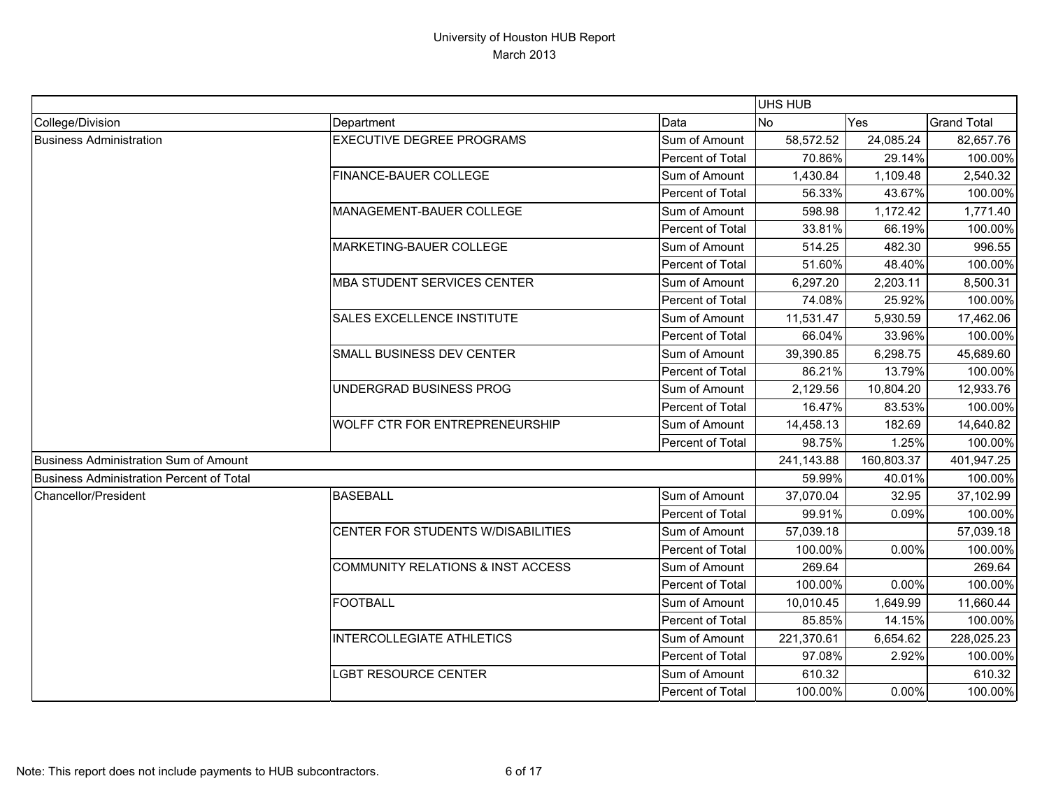# University of Houston HUB Report

March 2013

| | | | UHS HUB | | |
|---|---|---|---|---|---|
| College/Division | Department | Data | No | Yes | Grand Total |
| Business Administration | EXECUTIVE DEGREE PROGRAMS | Sum of Amount | 58,572.52 | 24,085.24 | 82,657.76 |
| | | Percent of Total | 70.86% | 29.14% | 100.00% |
| | FINANCE-BAUER COLLEGE | Sum of Amount | 1,430.84 | 1,109.48 | 2,540.32 |
| | | Percent of Total | 56.33% | 43.67% | 100.00% |
| | MANAGEMENT-BAUER COLLEGE | Sum of Amount | 598.98 | 1,172.42 | 1,771.40 |
| | | Percent of Total | 33.81% | 66.19% | 100.00% |
| | MARKETING-BAUER COLLEGE | Sum of Amount | 514.25 | 482.30 | 996.55 |
| | | Percent of Total | 51.60% | 48.40% | 100.00% |
| | MBA STUDENT SERVICES CENTER | Sum of Amount | 6,297.20 | 2,203.11 | 8,500.31 |
| | | Percent of Total | 74.08% | 25.92% | 100.00% |
| | SALES EXCELLENCE INSTITUTE | Sum of Amount | 11,531.47 | 5,930.59 | 17,462.06 |
| | | Percent of Total | 66.04% | 33.96% | 100.00% |
| | SMALL BUSINESS DEV CENTER | Sum of Amount | 39,390.85 | 6,298.75 | 45,689.60 |
| | | Percent of Total | 86.21% | 13.79% | 100.00% |
| | UNDERGRAD BUSINESS PROG | Sum of Amount | 2,129.56 | 10,804.20 | 12,933.76 |
| | | Percent of Total | 16.47% | 83.53% | 100.00% |
| | WOLFF CTR FOR ENTREPRENEURSHIP | Sum of Amount | 14,458.13 | 182.69 | 14,640.82 |
| | | Percent of Total | 98.75% | 1.25% | 100.00% |
| Business Administration Sum of Amount | | | 241,143.88 | 160,803.37 | 401,947.25 |
| Business Administration Percent of Total | | | 59.99% | 40.01% | 100.00% |
| Chancellor/President | BASEBALL | Sum of Amount | 37,070.04 | 32.95 | 37,102.99 |
| | | Percent of Total | 99.91% | 0.09% | 100.00% |
| | CENTER FOR STUDENTS W/DISABILITIES | Sum of Amount | 57,039.18 | | 57,039.18 |
| | | Percent of Total | 100.00% | 0.00% | 100.00% |
| | COMMUNITY RELATIONS & INST ACCESS | Sum of Amount | 269.64 | | 269.64 |
| | | Percent of Total | 100.00% | 0.00% | 100.00% |
| | FOOTBALL | Sum of Amount | 10,010.45 | 1,649.99 | 11,660.44 |
| | | Percent of Total | 85.85% | 14.15% | 100.00% |
| | INTERCOLLEGIATE ATHLETICS | Sum of Amount | 221,370.61 | 6,654.62 | 228,025.23 |
| | | Percent of Total | 97.08% | 2.92% | 100.00% |
| | LGBT RESOURCE CENTER | Sum of Amount | 610.32 | | 610.32 |
| | | Percent of Total | 100.00% | 0.00% | 100.00% |

Note: This report does not include payments to HUB subcontractors.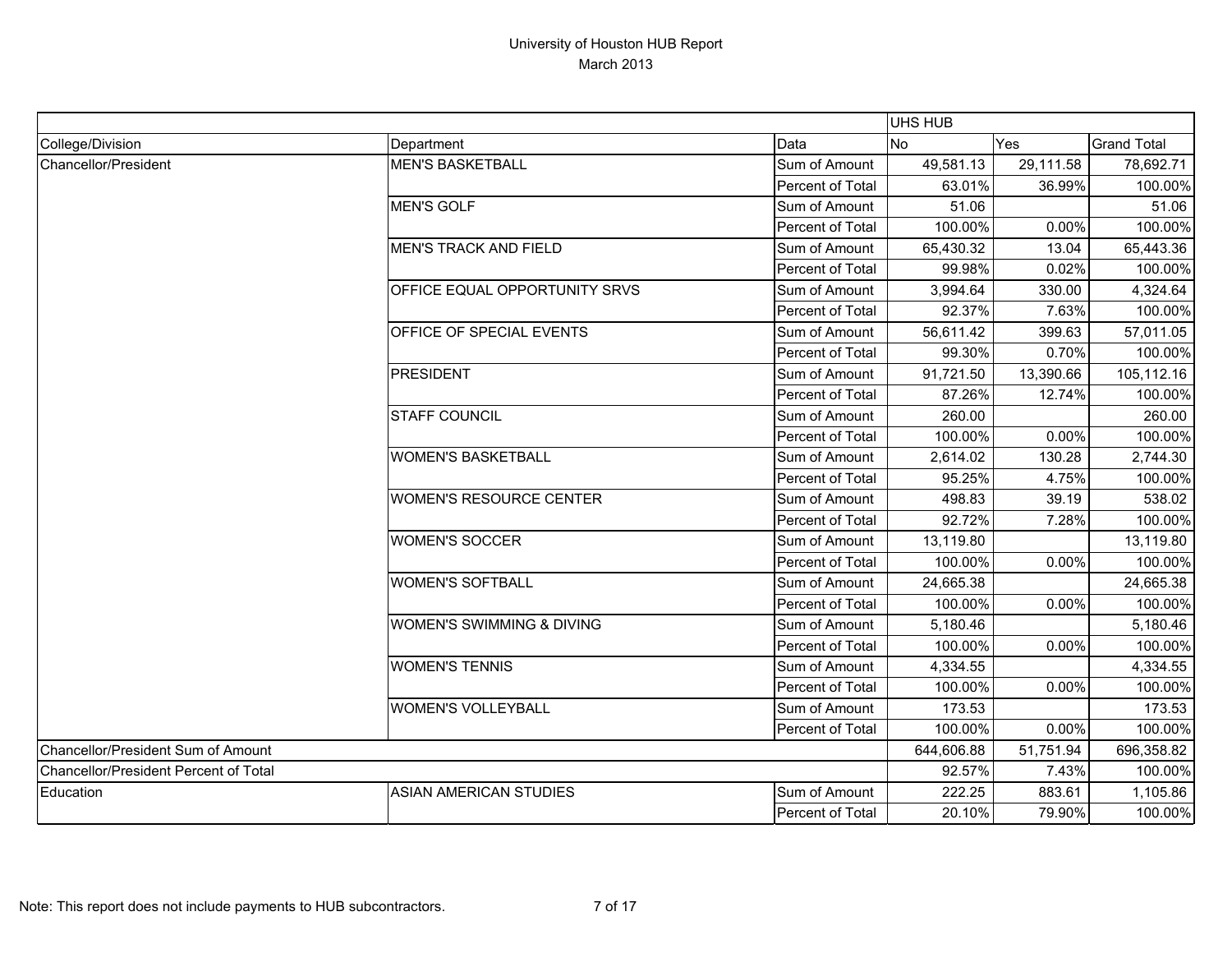# University of Houston HUB Report

March 2013

| | | | UHS HUB | | |
|---|---|---|---|---|---|
| College/Division | Department | Data | No | Yes | Grand Total |
| Chancellor/President | MEN'S BASKETBALL | Sum of Amount | 49,581.13 | 29,111.58 | 78,692.71 |
| | | Percent of Total | 63.01% | 36.99% | 100.00% |
| | MEN'S GOLF | Sum of Amount | 51.06 | | 51.06 |
| | | Percent of Total | 100.00% | 0.00% | 100.00% |
| | MEN'S TRACK AND FIELD | Sum of Amount | 65,430.32 | 13.04 | 65,443.36 |
| | | Percent of Total | 99.98% | 0.02% | 100.00% |
| | OFFICE EQUAL OPPORTUNITY SRVS | Sum of Amount | 3,994.64 | 330.00 | 4,324.64 |
| | | Percent of Total | 92.37% | 7.63% | 100.00% |
| | OFFICE OF SPECIAL EVENTS | Sum of Amount | 56,611.42 | 399.63 | 57,011.05 |
| | | Percent of Total | 99.30% | 0.70% | 100.00% |
| | PRESIDENT | Sum of Amount | 91,721.50 | 13,390.66 | 105,112.16 |
| | | Percent of Total | 87.26% | 12.74% | 100.00% |
| | STAFF COUNCIL | Sum of Amount | 260.00 | | 260.00 |
| | | Percent of Total | 100.00% | 0.00% | 100.00% |
| | WOMEN'S BASKETBALL | Sum of Amount | 2,614.02 | 130.28 | 2,744.30 |
| | | Percent of Total | 95.25% | 4.75% | 100.00% |
| | WOMEN'S RESOURCE CENTER | Sum of Amount | 498.83 | 39.19 | 538.02 |
| | | Percent of Total | 92.72% | 7.28% | 100.00% |
| | WOMEN'S SOCCER | Sum of Amount | 13,119.80 | | 13,119.80 |
| | | Percent of Total | 100.00% | 0.00% | 100.00% |
| | WOMEN'S SOFTBALL | Sum of Amount | 24,665.38 | | 24,665.38 |
| | | Percent of Total | 100.00% | 0.00% | 100.00% |
| | WOMEN'S SWIMMING & DIVING | Sum of Amount | 5,180.46 | | 5,180.46 |
| | | Percent of Total | 100.00% | 0.00% | 100.00% |
| | WOMEN'S TENNIS | Sum of Amount | 4,334.55 | | 4,334.55 |
| | | Percent of Total | 100.00% | 0.00% | 100.00% |
| | WOMEN'S VOLLEYBALL | Sum of Amount | 173.53 | | 173.53 |
| | | Percent of Total | 100.00% | 0.00% | 100.00% |
| Chancellor/President Sum of Amount | | | 644,606.88 | 51,751.94 | 696,358.82 |
| Chancellor/President Percent of Total | | | 92.57% | 7.43% | 100.00% |
| Education | ASIAN AMERICAN STUDIES | Sum of Amount | 222.25 | 883.61 | 1,105.86 |
| | | Percent of Total | 20.10% | 79.90% | 100.00% |

Note: This report does not include payments to HUB subcontractors.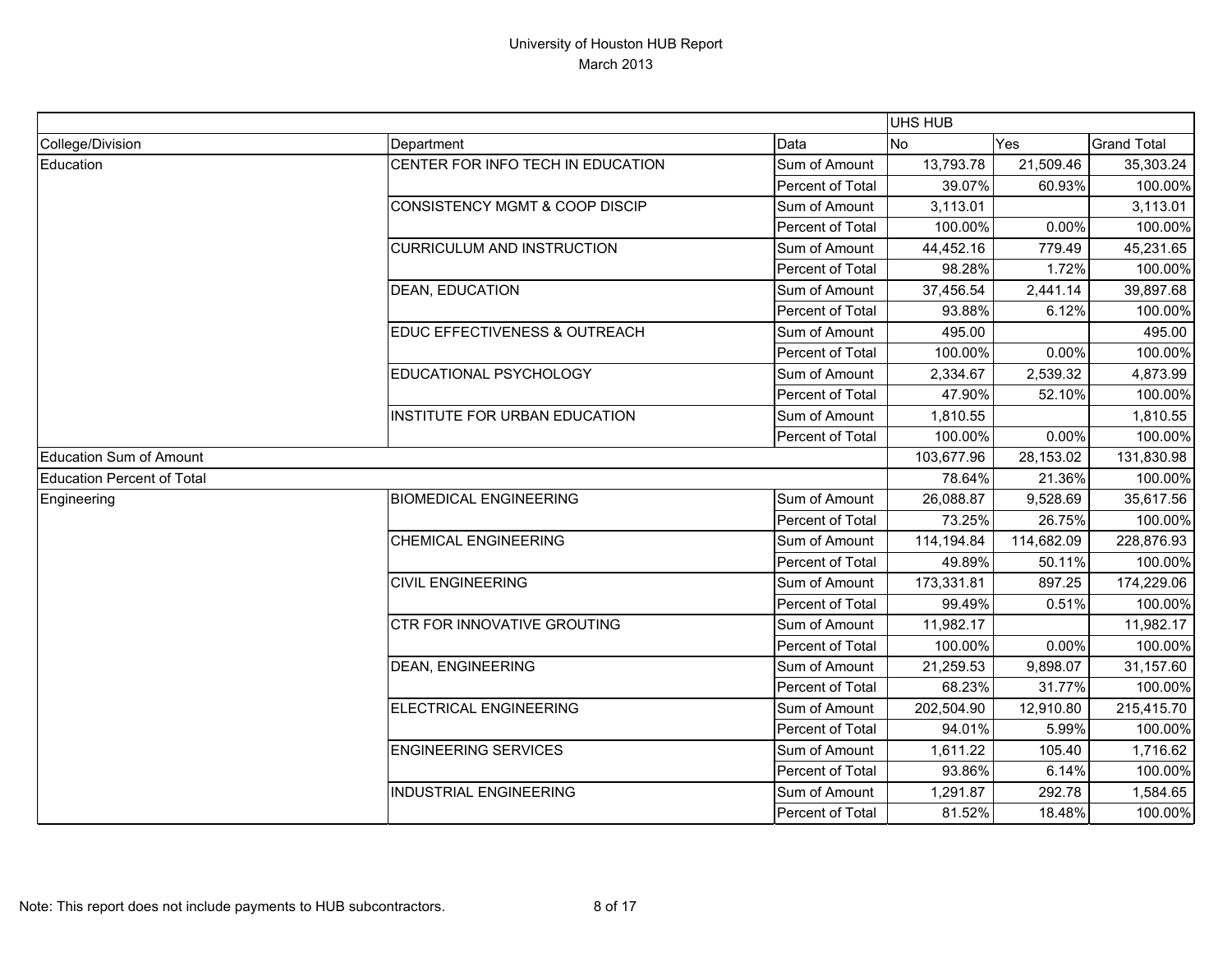# University of Houston HUB Report

March 2013

| | | | UHS HUB | | |
|---|---|---|---|---|---|
| College/Division | Department | Data | No | Yes | Grand Total |
| Education | CENTER FOR INFO TECH IN EDUCATION | Sum of Amount | 13,793.78 | 21,509.46 | 35,303.24 |
| | | Percent of Total | 39.07% | 60.93% | 100.00% |
| | CONSISTENCY MGMT & COOP DISCIP | Sum of Amount | 3,113.01 | | 3,113.01 |
| | | Percent of Total | 100.00% | 0.00% | 100.00% |
| | CURRICULUM AND INSTRUCTION | Sum of Amount | 44,452.16 | 779.49 | 45,231.65 |
| | | Percent of Total | 98.28% | 1.72% | 100.00% |
| | DEAN, EDUCATION | Sum of Amount | 37,456.54 | 2,441.14 | 39,897.68 |
| | | Percent of Total | 93.88% | 6.12% | 100.00% |
| | EDUC EFFECTIVENESS & OUTREACH | Sum of Amount | 495.00 | | 495.00 |
| | | Percent of Total | 100.00% | 0.00% | 100.00% |
| | EDUCATIONAL PSYCHOLOGY | Sum of Amount | 2,334.67 | 2,539.32 | 4,873.99 |
| | | Percent of Total | 47.90% | 52.10% | 100.00% |
| | INSTITUTE FOR URBAN EDUCATION | Sum of Amount | 1,810.55 | | 1,810.55 |
| | | Percent of Total | 100.00% | 0.00% | 100.00% |
| Education Sum of Amount | | | 103,677.96 | 28,153.02 | 131,830.98 |
| Education Percent of Total | | | 78.64% | 21.36% | 100.00% |
| Engineering | BIOMEDICAL ENGINEERING | Sum of Amount | 26,088.87 | 9,528.69 | 35,617.56 |
| | | Percent of Total | 73.25% | 26.75% | 100.00% |
| | CHEMICAL ENGINEERING | Sum of Amount | 114,194.84 | 114,682.09 | 228,876.93 |
| | | Percent of Total | 49.89% | 50.11% | 100.00% |
| | CIVIL ENGINEERING | Sum of Amount | 173,331.81 | 897.25 | 174,229.06 |
| | | Percent of Total | 99.49% | 0.51% | 100.00% |
| | CTR FOR INNOVATIVE GROUTING | Sum of Amount | 11,982.17 | | 11,982.17 |
| | | Percent of Total | 100.00% | 0.00% | 100.00% |
| | DEAN, ENGINEERING | Sum of Amount | 21,259.53 | 9,898.07 | 31,157.60 |
| | | Percent of Total | 68.23% | 31.77% | 100.00% |
| | ELECTRICAL ENGINEERING | Sum of Amount | 202,504.90 | 12,910.80 | 215,415.70 |
| | | Percent of Total | 94.01% | 5.99% | 100.00% |
| | ENGINEERING SERVICES | Sum of Amount | 1,611.22 | 105.40 | 1,716.62 |
| | | Percent of Total | 93.86% | 6.14% | 100.00% |
| | INDUSTRIAL ENGINEERING | Sum of Amount | 1,291.87 | 292.78 | 1,584.65 |
| | | Percent of Total | 81.52% | 18.48% | 100.00% |

Note: This report does not include payments to HUB subcontractors.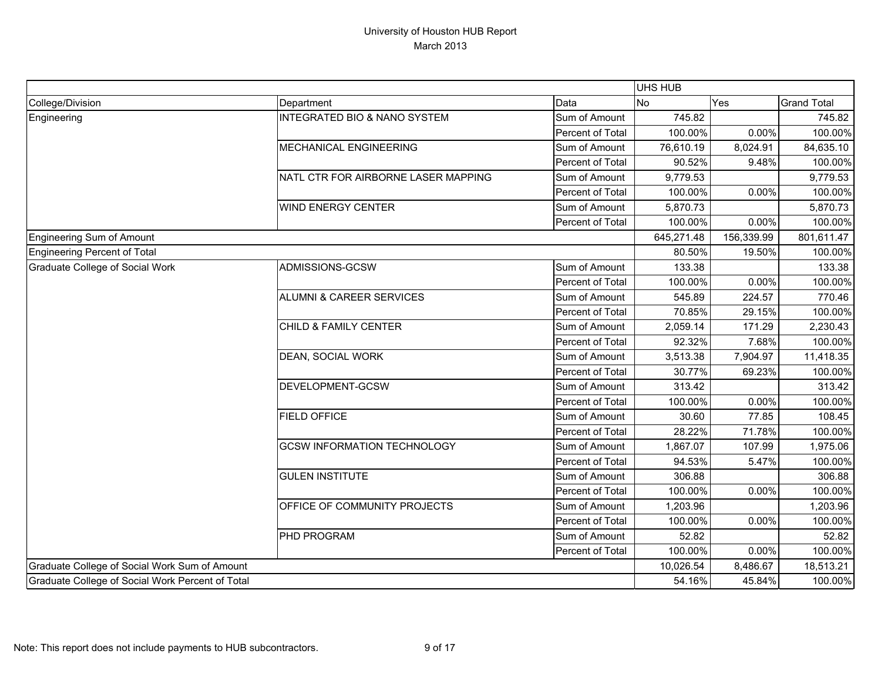# University of Houston HUB Report

March 2013

| | | | UHS HUB | | |
|---|---|---|---|---|---|
| College/Division | Department | Data | No | Yes | Grand Total |
| Engineering | INTEGRATED BIO & NANO SYSTEM | Sum of Amount | 745.82 | | 745.82 |
| | | Percent of Total | 100.00% | 0.00% | 100.00% |
| | MECHANICAL ENGINEERING | Sum of Amount | 76,610.19 | 8,024.91 | 84,635.10 |
| | | Percent of Total | 90.52% | 9.48% | 100.00% |
| | NATL CTR FOR AIRBORNE LASER MAPPING | Sum of Amount | 9,779.53 | | 9,779.53 |
| | | Percent of Total | 100.00% | 0.00% | 100.00% |
| | WIND ENERGY CENTER | Sum of Amount | 5,870.73 | | 5,870.73 |
| | | Percent of Total | 100.00% | 0.00% | 100.00% |
| Engineering Sum of Amount | | | 645,271.48 | 156,339.99 | 801,611.47 |
| Engineering Percent of Total | | | 80.50% | 19.50% | 100.00% |
| Graduate College of Social Work | ADMISSIONS-GCSW | Sum of Amount | 133.38 | | 133.38 |
| | | Percent of Total | 100.00% | 0.00% | 100.00% |
| | ALUMNI & CAREER SERVICES | Sum of Amount | 545.89 | 224.57 | 770.46 |
| | | Percent of Total | 70.85% | 29.15% | 100.00% |
| | CHILD & FAMILY CENTER | Sum of Amount | 2,059.14 | 171.29 | 2,230.43 |
| | | Percent of Total | 92.32% | 7.68% | 100.00% |
| | DEAN, SOCIAL WORK | Sum of Amount | 3,513.38 | 7,904.97 | 11,418.35 |
| | | Percent of Total | 30.77% | 69.23% | 100.00% |
| | DEVELOPMENT-GCSW | Sum of Amount | 313.42 | | 313.42 |
| | | Percent of Total | 100.00% | 0.00% | 100.00% |
| | FIELD OFFICE | Sum of Amount | 30.60 | 77.85 | 108.45 |
| | | Percent of Total | 28.22% | 71.78% | 100.00% |
| | GCSW INFORMATION TECHNOLOGY | Sum of Amount | 1,867.07 | 107.99 | 1,975.06 |
| | | Percent of Total | 94.53% | 5.47% | 100.00% |
| | GULEN INSTITUTE | Sum of Amount | 306.88 | | 306.88 |
| | | Percent of Total | 100.00% | 0.00% | 100.00% |
| | OFFICE OF COMMUNITY PROJECTS | Sum of Amount | 1,203.96 | | 1,203.96 |
| | | Percent of Total | 100.00% | 0.00% | 100.00% |
| | PHD PROGRAM | Sum of Amount | 52.82 | | 52.82 |
| | | Percent of Total | 100.00% | 0.00% | 100.00% |
| Graduate College of Social Work Sum of Amount | | | 10,026.54 | 8,486.67 | 18,513.21 |
| Graduate College of Social Work Percent of Total | | | 54.16% | 45.84% | 100.00% |

Note: This report does not include payments to HUB subcontractors.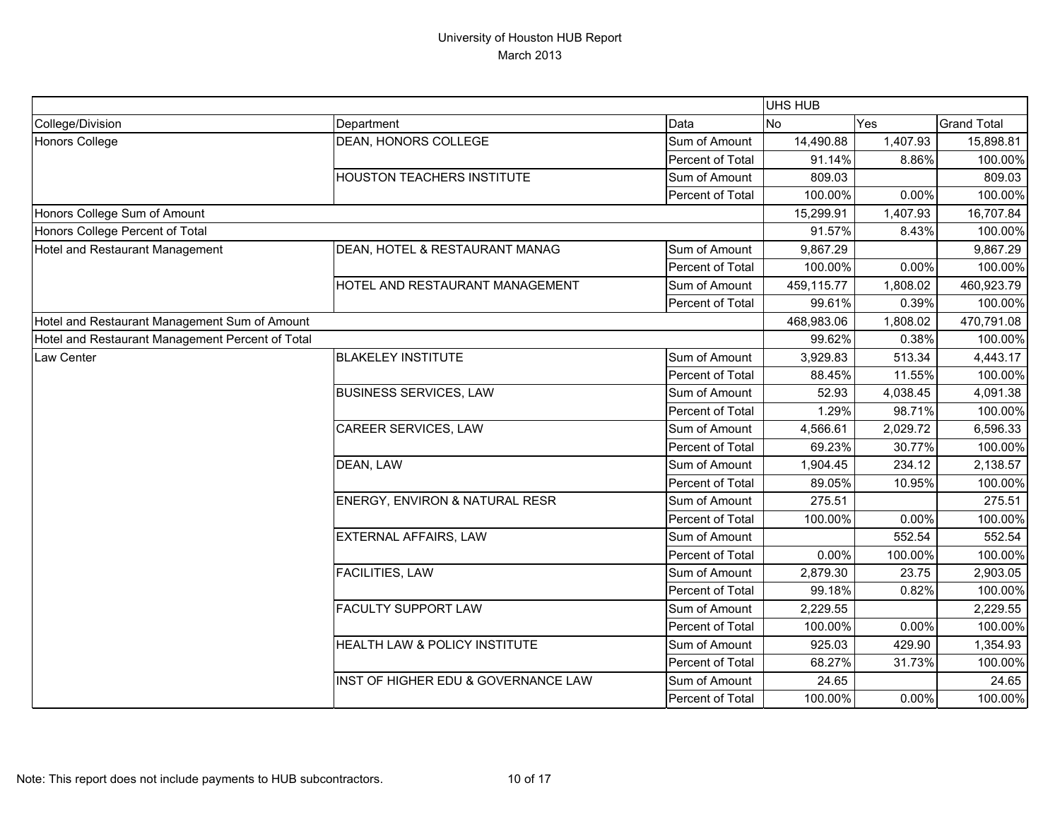# University of Houston HUB Report
March 2013

| | | | UHS HUB | | |
|---|---|---|---|---|---|
| College/Division | Department | Data | No | Yes | Grand Total |
| Honors College | DEAN, HONORS COLLEGE | Sum of Amount | 14,490.88 | 1,407.93 | 15,898.81 |
| | | Percent of Total | 91.14% | 8.86% | 100.00% |
| | HOUSTON TEACHERS INSTITUTE | Sum of Amount | 809.03 | | 809.03 |
| | | Percent of Total | 100.00% | 0.00% | 100.00% |
| Honors College Sum of Amount | | | 15,299.91 | 1,407.93 | 16,707.84 |
| Honors College Percent of Total | | | 91.57% | 8.43% | 100.00% |
| Hotel and Restaurant Management | DEAN, HOTEL & RESTAURANT MANAG | Sum of Amount | 9,867.29 | | 9,867.29 |
| | | Percent of Total | 100.00% | 0.00% | 100.00% |
| | HOTEL AND RESTAURANT MANAGEMENT | Sum of Amount | 459,115.77 | 1,808.02 | 460,923.79 |
| | | Percent of Total | 99.61% | 0.39% | 100.00% |
| Hotel and Restaurant Management Sum of Amount | | | 468,983.06 | 1,808.02 | 470,791.08 |
| Hotel and Restaurant Management Percent of Total | | | 99.62% | 0.38% | 100.00% |
| Law Center | BLAKELEY INSTITUTE | Sum of Amount | 3,929.83 | 513.34 | 4,443.17 |
| | | Percent of Total | 88.45% | 11.55% | 100.00% |
| | BUSINESS SERVICES, LAW | Sum of Amount | 52.93 | 4,038.45 | 4,091.38 |
| | | Percent of Total | 1.29% | 98.71% | 100.00% |
| | CAREER SERVICES, LAW | Sum of Amount | 4,566.61 | 2,029.72 | 6,596.33 |
| | | Percent of Total | 69.23% | 30.77% | 100.00% |
| | DEAN, LAW | Sum of Amount | 1,904.45 | 234.12 | 2,138.57 |
| | | Percent of Total | 89.05% | 10.95% | 100.00% |
| | ENERGY, ENVIRON & NATURAL RESR | Sum of Amount | 275.51 | | 275.51 |
| | | Percent of Total | 100.00% | 0.00% | 100.00% |
| | EXTERNAL AFFAIRS, LAW | Sum of Amount | | 552.54 | 552.54 |
| | | Percent of Total | 0.00% | 100.00% | 100.00% |
| | FACILITIES, LAW | Sum of Amount | 2,879.30 | 23.75 | 2,903.05 |
| | | Percent of Total | 99.18% | 0.82% | 100.00% |
| | FACULTY SUPPORT LAW | Sum of Amount | 2,229.55 | | 2,229.55 |
| | | Percent of Total | 100.00% | 0.00% | 100.00% |
| | HEALTH LAW & POLICY INSTITUTE | Sum of Amount | 925.03 | 429.90 | 1,354.93 |
| | | Percent of Total | 68.27% | 31.73% | 100.00% |
| | INST OF HIGHER EDU & GOVERNANCE LAW | Sum of Amount | 24.65 | | 24.65 |
| | | Percent of Total | 100.00% | 0.00% | 100.00% |

Note: This report does not include payments to HUB subcontractors.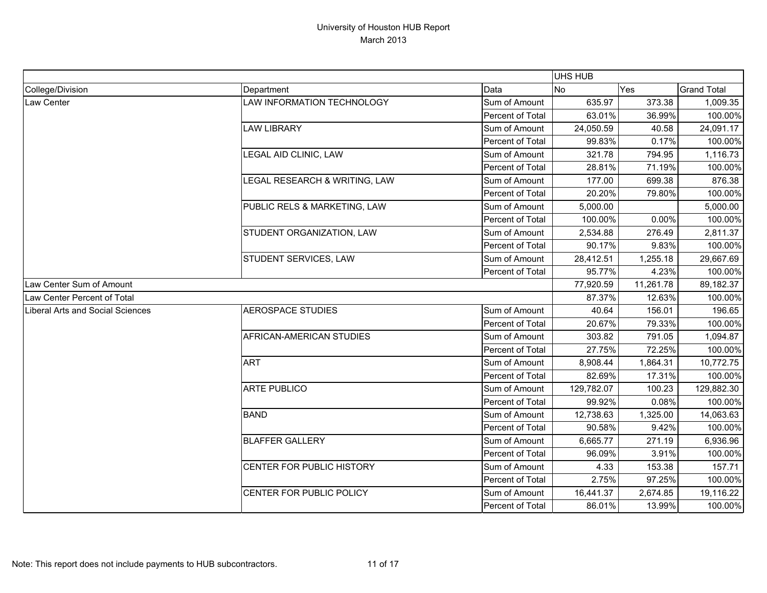# University of Houston HUB Report
## March 2013

| | | | UHS HUB | | |
|---|---|---|---|---|---|
| College/Division | Department | Data | No | Yes | Grand Total |
| Law Center | LAW INFORMATION TECHNOLOGY | Sum of Amount | 635.97 | 373.38 | 1,009.35 |
| | | Percent of Total | 63.01% | 36.99% | 100.00% |
| | LAW LIBRARY | Sum of Amount | 24,050.59 | 40.58 | 24,091.17 |
| | | Percent of Total | 99.83% | 0.17% | 100.00% |
| | LEGAL AID CLINIC, LAW | Sum of Amount | 321.78 | 794.95 | 1,116.73 |
| | | Percent of Total | 28.81% | 71.19% | 100.00% |
| | LEGAL RESEARCH & WRITING, LAW | Sum of Amount | 177.00 | 699.38 | 876.38 |
| | | Percent of Total | 20.20% | 79.80% | 100.00% |
| | PUBLIC RELS & MARKETING, LAW | Sum of Amount | 5,000.00 | | 5,000.00 |
| | | Percent of Total | 100.00% | 0.00% | 100.00% |
| | STUDENT ORGANIZATION, LAW | Sum of Amount | 2,534.88 | 276.49 | 2,811.37 |
| | | Percent of Total | 90.17% | 9.83% | 100.00% |
| | STUDENT SERVICES, LAW | Sum of Amount | 28,412.51 | 1,255.18 | 29,667.69 |
| | | Percent of Total | 95.77% | 4.23% | 100.00% |
| Law Center Sum of Amount | | | 77,920.59 | 11,261.78 | 89,182.37 |
| Law Center Percent of Total | | | 87.37% | 12.63% | 100.00% |
| Liberal Arts and Social Sciences | AEROSPACE STUDIES | Sum of Amount | 40.64 | 156.01 | 196.65 |
| | | Percent of Total | 20.67% | 79.33% | 100.00% |
| | AFRICAN-AMERICAN STUDIES | Sum of Amount | 303.82 | 791.05 | 1,094.87 |
| | | Percent of Total | 27.75% | 72.25% | 100.00% |
| | ART | Sum of Amount | 8,908.44 | 1,864.31 | 10,772.75 |
| | | Percent of Total | 82.69% | 17.31% | 100.00% |
| | ARTE PUBLICO | Sum of Amount | 129,782.07 | 100.23 | 129,882.30 |
| | | Percent of Total | 99.92% | 0.08% | 100.00% |
| | BAND | Sum of Amount | 12,738.63 | 1,325.00 | 14,063.63 |
| | | Percent of Total | 90.58% | 9.42% | 100.00% |
| | BLAFFER GALLERY | Sum of Amount | 6,665.77 | 271.19 | 6,936.96 |
| | | Percent of Total | 96.09% | 3.91% | 100.00% |
| | CENTER FOR PUBLIC HISTORY | Sum of Amount | 4.33 | 153.38 | 157.71 |
| | | Percent of Total | 2.75% | 97.25% | 100.00% |
| | CENTER FOR PUBLIC POLICY | Sum of Amount | 16,441.37 | 2,674.85 | 19,116.22 |
| | | Percent of Total | 86.01% | 13.99% | 100.00% |

Note: This report does not include payments to HUB subcontractors.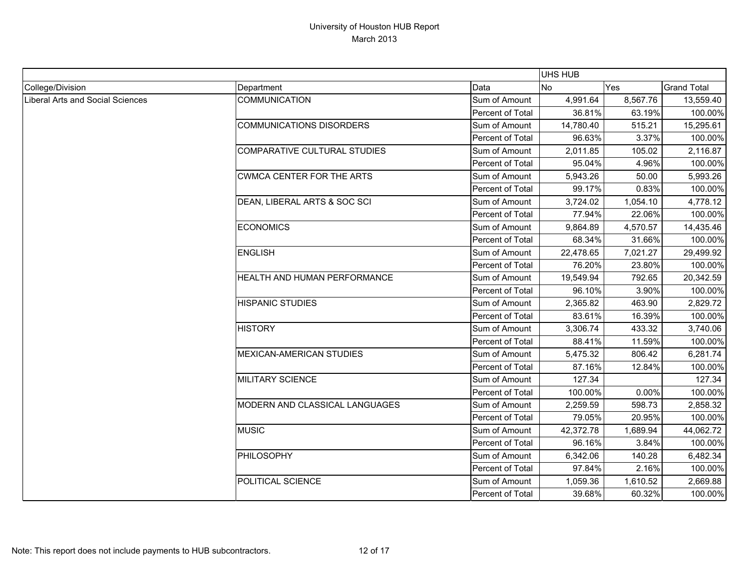# University of Houston HUB Report

March 2013

| | | | UHS HUB | | |
|---|---|---|---|---|---|
| College/Division | Department | Data | No | Yes | Grand Total |
| Liberal Arts and Social Sciences | COMMUNICATION | Sum of Amount | 4,991.64 | 8,567.76 | 13,559.40 |
| | | Percent of Total | 36.81% | 63.19% | 100.00% |
| | COMMUNICATIONS DISORDERS | Sum of Amount | 14,780.40 | 515.21 | 15,295.61 |
| | | Percent of Total | 96.63% | 3.37% | 100.00% |
| | COMPARATIVE CULTURAL STUDIES | Sum of Amount | 2,011.85 | 105.02 | 2,116.87 |
| | | Percent of Total | 95.04% | 4.96% | 100.00% |
| | CWMCA CENTER FOR THE ARTS | Sum of Amount | 5,943.26 | 50.00 | 5,993.26 |
| | | Percent of Total | 99.17% | 0.83% | 100.00% |
| | DEAN, LIBERAL ARTS & SOC SCI | Sum of Amount | 3,724.02 | 1,054.10 | 4,778.12 |
| | | Percent of Total | 77.94% | 22.06% | 100.00% |
| | ECONOMICS | Sum of Amount | 9,864.89 | 4,570.57 | 14,435.46 |
| | | Percent of Total | 68.34% | 31.66% | 100.00% |
| | ENGLISH | Sum of Amount | 22,478.65 | 7,021.27 | 29,499.92 |
| | | Percent of Total | 76.20% | 23.80% | 100.00% |
| | HEALTH AND HUMAN PERFORMANCE | Sum of Amount | 19,549.94 | 792.65 | 20,342.59 |
| | | Percent of Total | 96.10% | 3.90% | 100.00% |
| | HISPANIC STUDIES | Sum of Amount | 2,365.82 | 463.90 | 2,829.72 |
| | | Percent of Total | 83.61% | 16.39% | 100.00% |
| | HISTORY | Sum of Amount | 3,306.74 | 433.32 | 3,740.06 |
| | | Percent of Total | 88.41% | 11.59% | 100.00% |
| | MEXICAN-AMERICAN STUDIES | Sum of Amount | 5,475.32 | 806.42 | 6,281.74 |
| | | Percent of Total | 87.16% | 12.84% | 100.00% |
| | MILITARY SCIENCE | Sum of Amount | 127.34 | | 127.34 |
| | | Percent of Total | 100.00% | 0.00% | 100.00% |
| | MODERN AND CLASSICAL LANGUAGES | Sum of Amount | 2,259.59 | 598.73 | 2,858.32 |
| | | Percent of Total | 79.05% | 20.95% | 100.00% |
| | MUSIC | Sum of Amount | 42,372.78 | 1,689.94 | 44,062.72 |
| | | Percent of Total | 96.16% | 3.84% | 100.00% |
| | PHILOSOPHY | Sum of Amount | 6,342.06 | 140.28 | 6,482.34 |
| | | Percent of Total | 97.84% | 2.16% | 100.00% |
| | POLITICAL SCIENCE | Sum of Amount | 1,059.36 | 1,610.52 | 2,669.88 |
| | | Percent of Total | 39.68% | 60.32% | 100.00% |

Note: This report does not include payments to HUB subcontractors.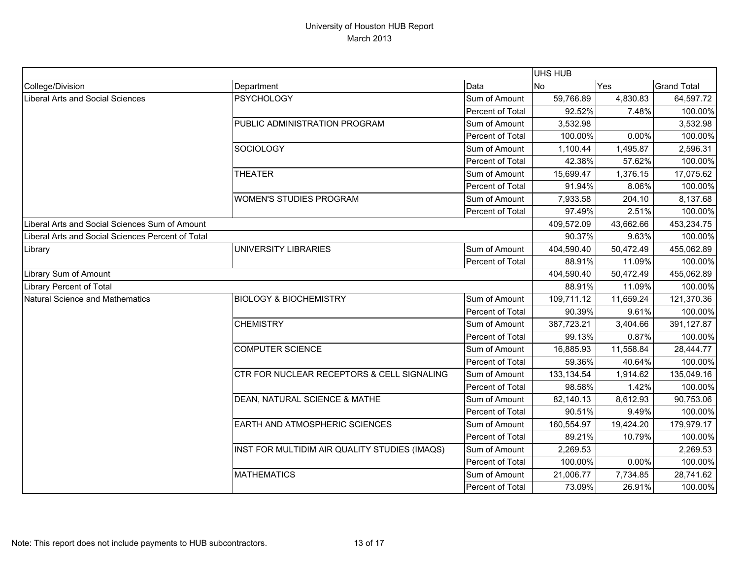# University of Houston HUB Report
March 2013

| | | | UHS HUB | | |
|---|---|---|---|---|---|
| College/Division | Department | Data | No | Yes | Grand Total |
| Liberal Arts and Social Sciences | PSYCHOLOGY | Sum of Amount | 59,766.89 | 4,830.83 | 64,597.72 |
| | | Percent of Total | 92.52% | 7.48% | 100.00% |
| | PUBLIC ADMINISTRATION PROGRAM | Sum of Amount | 3,532.98 | | 3,532.98 |
| | | Percent of Total | 100.00% | 0.00% | 100.00% |
| | SOCIOLOGY | Sum of Amount | 1,100.44 | 1,495.87 | 2,596.31 |
| | | Percent of Total | 42.38% | 57.62% | 100.00% |
| | THEATER | Sum of Amount | 15,699.47 | 1,376.15 | 17,075.62 |
| | | Percent of Total | 91.94% | 8.06% | 100.00% |
| | WOMEN'S STUDIES PROGRAM | Sum of Amount | 7,933.58 | 204.10 | 8,137.68 |
| | | Percent of Total | 97.49% | 2.51% | 100.00% |
| Liberal Arts and Social Sciences Sum of Amount | | | 409,572.09 | 43,662.66 | 453,234.75 |
| Liberal Arts and Social Sciences Percent of Total | | | 90.37% | 9.63% | 100.00% |
| Library | UNIVERSITY LIBRARIES | Sum of Amount | 404,590.40 | 50,472.49 | 455,062.89 |
| | | Percent of Total | 88.91% | 11.09% | 100.00% |
| Library Sum of Amount | | | 404,590.40 | 50,472.49 | 455,062.89 |
| Library Percent of Total | | | 88.91% | 11.09% | 100.00% |
| Natural Science and Mathematics | BIOLOGY & BIOCHEMISTRY | Sum of Amount | 109,711.12 | 11,659.24 | 121,370.36 |
| | | Percent of Total | 90.39% | 9.61% | 100.00% |
| | CHEMISTRY | Sum of Amount | 387,723.21 | 3,404.66 | 391,127.87 |
| | | Percent of Total | 99.13% | 0.87% | 100.00% |
| | COMPUTER SCIENCE | Sum of Amount | 16,885.93 | 11,558.84 | 28,444.77 |
| | | Percent of Total | 59.36% | 40.64% | 100.00% |
| | CTR FOR NUCLEAR RECEPTORS & CELL SIGNALING | Sum of Amount | 133,134.54 | 1,914.62 | 135,049.16 |
| | | Percent of Total | 98.58% | 1.42% | 100.00% |
| | DEAN, NATURAL SCIENCE & MATHE | Sum of Amount | 82,140.13 | 8,612.93 | 90,753.06 |
| | | Percent of Total | 90.51% | 9.49% | 100.00% |
| | EARTH AND ATMOSPHERIC SCIENCES | Sum of Amount | 160,554.97 | 19,424.20 | 179,979.17 |
| | | Percent of Total | 89.21% | 10.79% | 100.00% |
| | INST FOR MULTIDIM AIR QUALITY STUDIES (IMAQS) | Sum of Amount | 2,269.53 | | 2,269.53 |
| | | Percent of Total | 100.00% | 0.00% | 100.00% |
| | MATHEMATICS | Sum of Amount | 21,006.77 | 7,734.85 | 28,741.62 |
| | | Percent of Total | 73.09% | 26.91% | 100.00% |

Note: This report does not include payments to HUB subcontractors.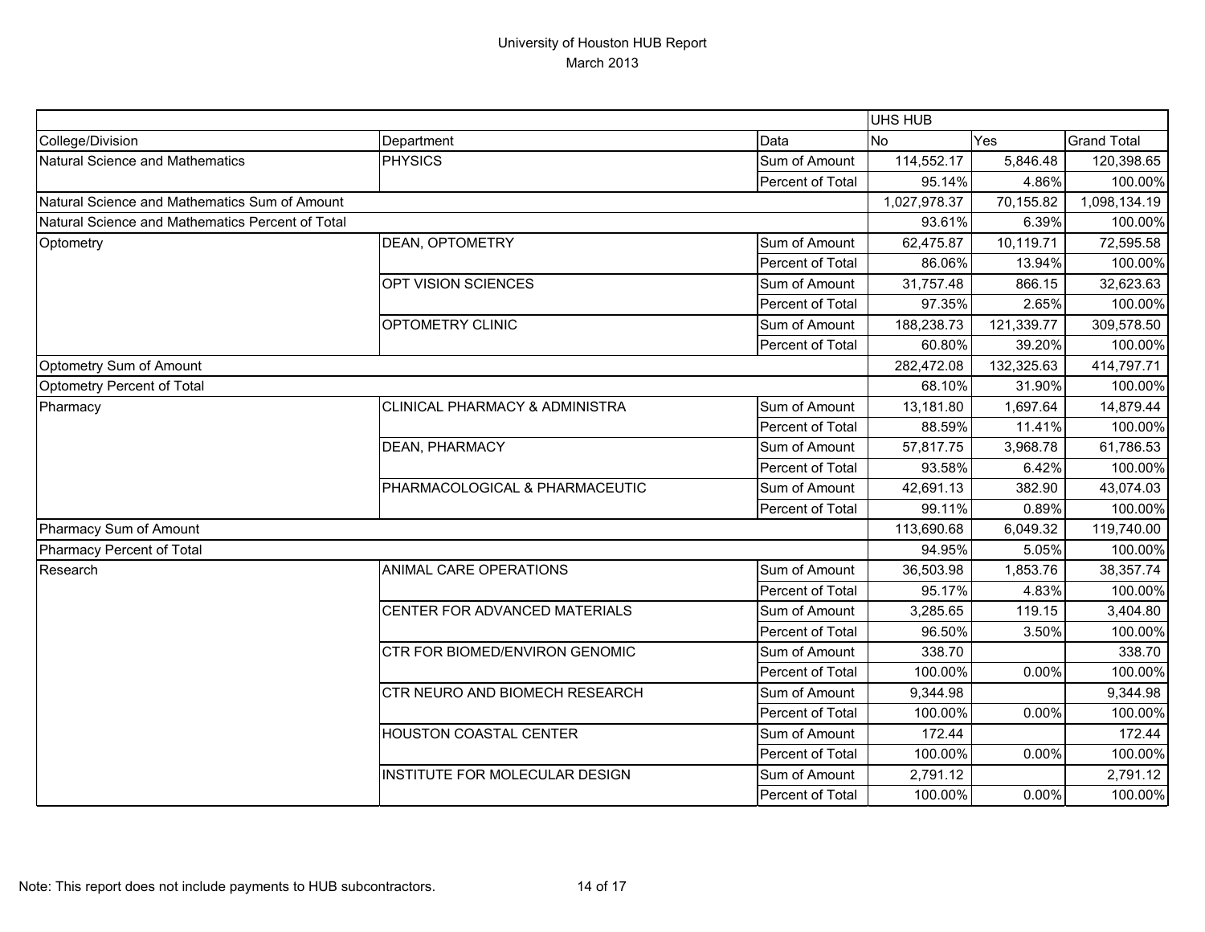# University of Houston HUB Report
## March 2013

| | | | UHS HUB | | |
|---|---|---|---|---|---|
| College/Division | Department | Data | No | Yes | Grand Total |
| Natural Science and Mathematics | PHYSICS | Sum of Amount | 114,552.17 | 5,846.48 | 120,398.65 |
| | | Percent of Total | 95.14% | 4.86% | 100.00% |
| Natural Science and Mathematics Sum of Amount | | | 1,027,978.37 | 70,155.82 | 1,098,134.19 |
| Natural Science and Mathematics Percent of Total | | | 93.61% | 6.39% | 100.00% |
| Optometry | DEAN, OPTOMETRY | Sum of Amount | 62,475.87 | 10,119.71 | 72,595.58 |
| | | Percent of Total | 86.06% | 13.94% | 100.00% |
| | OPT VISION SCIENCES | Sum of Amount | 31,757.48 | 866.15 | 32,623.63 |
| | | Percent of Total | 97.35% | 2.65% | 100.00% |
| | OPTOMETRY CLINIC | Sum of Amount | 188,238.73 | 121,339.77 | 309,578.50 |
| | | Percent of Total | 60.80% | 39.20% | 100.00% |
| Optometry Sum of Amount | | | 282,472.08 | 132,325.63 | 414,797.71 |
| Optometry Percent of Total | | | 68.10% | 31.90% | 100.00% |
| Pharmacy | CLINICAL PHARMACY & ADMINISTRA | Sum of Amount | 13,181.80 | 1,697.64 | 14,879.44 |
| | | Percent of Total | 88.59% | 11.41% | 100.00% |
| | DEAN, PHARMACY | Sum of Amount | 57,817.75 | 3,968.78 | 61,786.53 |
| | | Percent of Total | 93.58% | 6.42% | 100.00% |
| | PHARMACOLOGICAL & PHARMACEUTIC | Sum of Amount | 42,691.13 | 382.90 | 43,074.03 |
| | | Percent of Total | 99.11% | 0.89% | 100.00% |
| Pharmacy Sum of Amount | | | 113,690.68 | 6,049.32 | 119,740.00 |
| Pharmacy Percent of Total | | | 94.95% | 5.05% | 100.00% |
| Research | ANIMAL CARE OPERATIONS | Sum of Amount | 36,503.98 | 1,853.76 | 38,357.74 |
| | | Percent of Total | 95.17% | 4.83% | 100.00% |
| | CENTER FOR ADVANCED MATERIALS | Sum of Amount | 3,285.65 | 119.15 | 3,404.80 |
| | | Percent of Total | 96.50% | 3.50% | 100.00% |
| | CTR FOR BIOMED/ENVIRON GENOMIC | Sum of Amount | 338.70 | | 338.70 |
| | | Percent of Total | 100.00% | 0.00% | 100.00% |
| | CTR NEURO AND BIOMECH RESEARCH | Sum of Amount | 9,344.98 | | 9,344.98 |
| | | Percent of Total | 100.00% | 0.00% | 100.00% |
| | HOUSTON COASTAL CENTER | Sum of Amount | 172.44 | | 172.44 |
| | | Percent of Total | 100.00% | 0.00% | 100.00% |
| | INSTITUTE FOR MOLECULAR DESIGN | Sum of Amount | 2,791.12 | | 2,791.12 |
| | | Percent of Total | 100.00% | 0.00% | 100.00% |

Note: This report does not include payments to HUB subcontractors.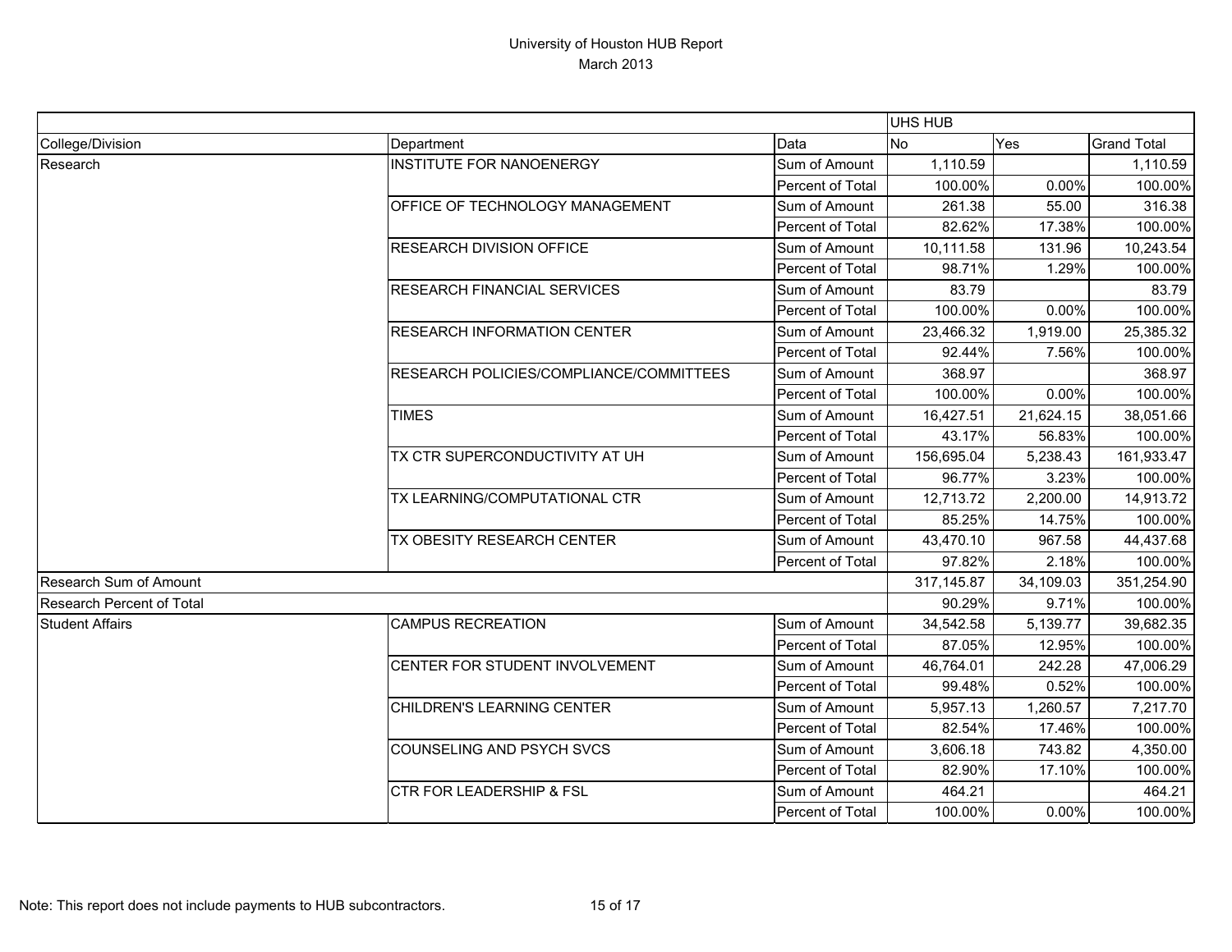# University of Houston HUB Report

March 2013

| | | | UHS HUB | | |
|---|---|---|---|---|---|
| College/Division | Department | Data | No | Yes | Grand Total |
| Research | INSTITUTE FOR NANOENERGY | Sum of Amount | 1,110.59 | | 1,110.59 |
| | | Percent of Total | 100.00% | 0.00% | 100.00% |
| | OFFICE OF TECHNOLOGY MANAGEMENT | Sum of Amount | 261.38 | 55.00 | 316.38 |
| | | Percent of Total | 82.62% | 17.38% | 100.00% |
| | RESEARCH DIVISION OFFICE | Sum of Amount | 10,111.58 | 131.96 | 10,243.54 |
| | | Percent of Total | 98.71% | 1.29% | 100.00% |
| | RESEARCH FINANCIAL SERVICES | Sum of Amount | 83.79 | | 83.79 |
| | | Percent of Total | 100.00% | 0.00% | 100.00% |
| | RESEARCH INFORMATION CENTER | Sum of Amount | 23,466.32 | 1,919.00 | 25,385.32 |
| | | Percent of Total | 92.44% | 7.56% | 100.00% |
| | RESEARCH POLICIES/COMPLIANCE/COMMITTEES | Sum of Amount | 368.97 | | 368.97 |
| | | Percent of Total | 100.00% | 0.00% | 100.00% |
| | TIMES | Sum of Amount | 16,427.51 | 21,624.15 | 38,051.66 |
| | | Percent of Total | 43.17% | 56.83% | 100.00% |
| | TX CTR SUPERCONDUCTIVITY AT UH | Sum of Amount | 156,695.04 | 5,238.43 | 161,933.47 |
| | | Percent of Total | 96.77% | 3.23% | 100.00% |
| | TX LEARNING/COMPUTATIONAL CTR | Sum of Amount | 12,713.72 | 2,200.00 | 14,913.72 |
| | | Percent of Total | 85.25% | 14.75% | 100.00% |
| | TX OBESITY RESEARCH CENTER | Sum of Amount | 43,470.10 | 967.58 | 44,437.68 |
| | | Percent of Total | 97.82% | 2.18% | 100.00% |
| Research Sum of Amount | | | 317,145.87 | 34,109.03 | 351,254.90 |
| Research Percent of Total | | | 90.29% | 9.71% | 100.00% |
| Student Affairs | CAMPUS RECREATION | Sum of Amount | 34,542.58 | 5,139.77 | 39,682.35 |
| | | Percent of Total | 87.05% | 12.95% | 100.00% |
| | CENTER FOR STUDENT INVOLVEMENT | Sum of Amount | 46,764.01 | 242.28 | 47,006.29 |
| | | Percent of Total | 99.48% | 0.52% | 100.00% |
| | CHILDREN'S LEARNING CENTER | Sum of Amount | 5,957.13 | 1,260.57 | 7,217.70 |
| | | Percent of Total | 82.54% | 17.46% | 100.00% |
| | COUNSELING AND PSYCH SVCS | Sum of Amount | 3,606.18 | 743.82 | 4,350.00 |
| | | Percent of Total | 82.90% | 17.10% | 100.00% |
| | CTR FOR LEADERSHIP & FSL | Sum of Amount | 464.21 | | 464.21 |
| | | Percent of Total | 100.00% | 0.00% | 100.00% |

Note: This report does not include payments to HUB subcontractors.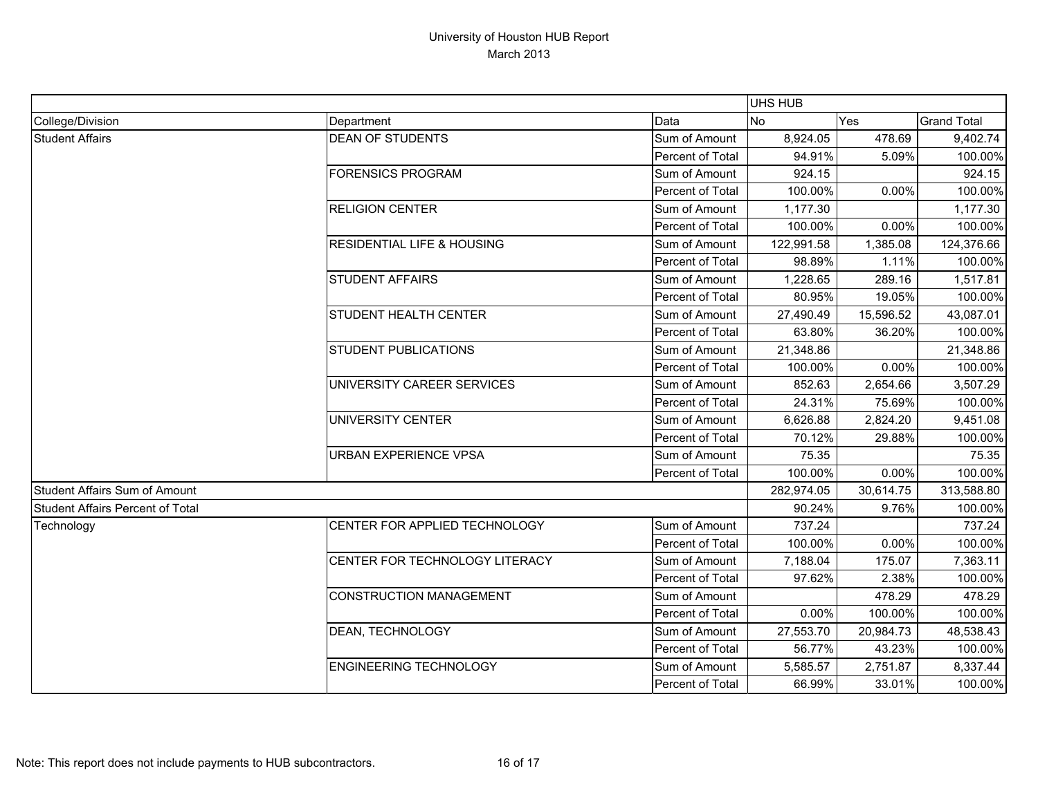# University of Houston HUB Report
March 2013

| | | | UHS HUB | | |
|---|---|---|---|---|---|
| College/Division | Department | Data | No | Yes | Grand Total |
| Student Affairs | DEAN OF STUDENTS | Sum of Amount | 8,924.05 | 478.69 | 9,402.74 |
| | | Percent of Total | 94.91% | 5.09% | 100.00% |
| | FORENSICS PROGRAM | Sum of Amount | 924.15 | | 924.15 |
| | | Percent of Total | 100.00% | 0.00% | 100.00% |
| | RELIGION CENTER | Sum of Amount | 1,177.30 | | 1,177.30 |
| | | Percent of Total | 100.00% | 0.00% | 100.00% |
| | RESIDENTIAL LIFE & HOUSING | Sum of Amount | 122,991.58 | 1,385.08 | 124,376.66 |
| | | Percent of Total | 98.89% | 1.11% | 100.00% |
| | STUDENT AFFAIRS | Sum of Amount | 1,228.65 | 289.16 | 1,517.81 |
| | | Percent of Total | 80.95% | 19.05% | 100.00% |
| | STUDENT HEALTH CENTER | Sum of Amount | 27,490.49 | 15,596.52 | 43,087.01 |
| | | Percent of Total | 63.80% | 36.20% | 100.00% |
| | STUDENT PUBLICATIONS | Sum of Amount | 21,348.86 | | 21,348.86 |
| | | Percent of Total | 100.00% | 0.00% | 100.00% |
| | UNIVERSITY CAREER SERVICES | Sum of Amount | 852.63 | 2,654.66 | 3,507.29 |
| | | Percent of Total | 24.31% | 75.69% | 100.00% |
| | UNIVERSITY CENTER | Sum of Amount | 6,626.88 | 2,824.20 | 9,451.08 |
| | | Percent of Total | 70.12% | 29.88% | 100.00% |
| | URBAN EXPERIENCE VPSA | Sum of Amount | 75.35 | | 75.35 |
| | | Percent of Total | 100.00% | 0.00% | 100.00% |
| Student Affairs Sum of Amount | | | 282,974.05 | 30,614.75 | 313,588.80 |
| Student Affairs Percent of Total | | | 90.24% | 9.76% | 100.00% |
| Technology | CENTER FOR APPLIED TECHNOLOGY | Sum of Amount | 737.24 | | 737.24 |
| | | Percent of Total | 100.00% | 0.00% | 100.00% |
| | CENTER FOR TECHNOLOGY LITERACY | Sum of Amount | 7,188.04 | 175.07 | 7,363.11 |
| | | Percent of Total | 97.62% | 2.38% | 100.00% |
| | CONSTRUCTION MANAGEMENT | Sum of Amount | | 478.29 | 478.29 |
| | | Percent of Total | 0.00% | 100.00% | 100.00% |
| | DEAN, TECHNOLOGY | Sum of Amount | 27,553.70 | 20,984.73 | 48,538.43 |
| | | Percent of Total | 56.77% | 43.23% | 100.00% |
| | ENGINEERING TECHNOLOGY | Sum of Amount | 5,585.57 | 2,751.87 | 8,337.44 |
| | | Percent of Total | 66.99% | 33.01% | 100.00% |

Note: This report does not include payments to HUB subcontractors.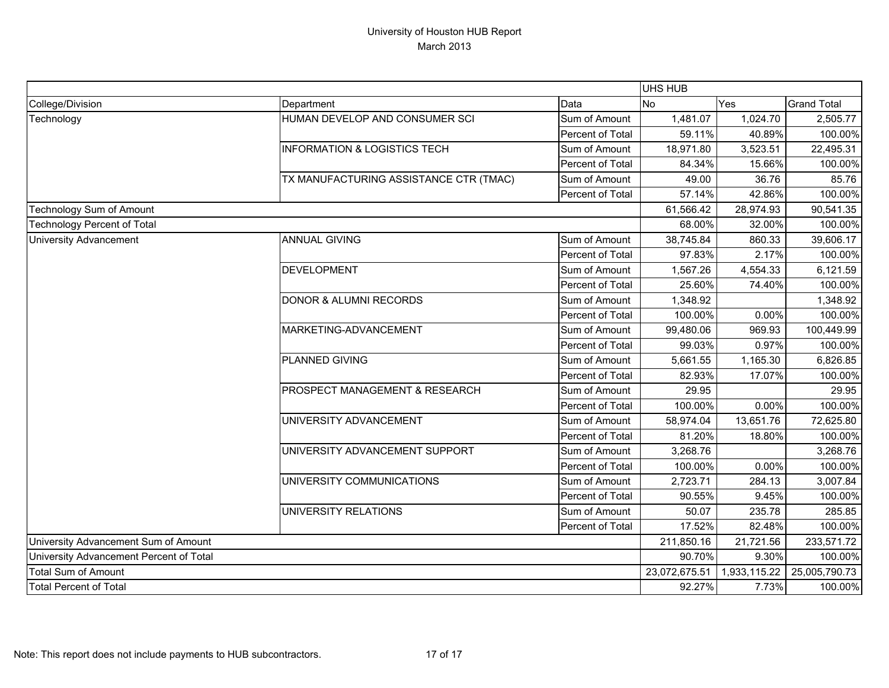# University of Houston HUB Report

March 2013

| | | | UHS HUB | | |
|---|---|---|---|---|---|
| College/Division | Department | Data | No | Yes | Grand Total |
| Technology | HUMAN DEVELOP AND CONSUMER SCI | Sum of Amount | 1,481.07 | 1,024.70 | 2,505.77 |
| | | Percent of Total | 59.11% | 40.89% | 100.00% |
| | INFORMATION & LOGISTICS TECH | Sum of Amount | 18,971.80 | 3,523.51 | 22,495.31 |
| | | Percent of Total | 84.34% | 15.66% | 100.00% |
| | TX MANUFACTURING ASSISTANCE CTR (TMAC) | Sum of Amount | 49.00 | 36.76 | 85.76 |
| | | Percent of Total | 57.14% | 42.86% | 100.00% |
| Technology Sum of Amount | | | 61,566.42 | 28,974.93 | 90,541.35 |
| Technology Percent of Total | | | 68.00% | 32.00% | 100.00% |
| University Advancement | ANNUAL GIVING | Sum of Amount | 38,745.84 | 860.33 | 39,606.17 |
| | | Percent of Total | 97.83% | 2.17% | 100.00% |
| | DEVELOPMENT | Sum of Amount | 1,567.26 | 4,554.33 | 6,121.59 |
| | | Percent of Total | 25.60% | 74.40% | 100.00% |
| | DONOR & ALUMNI RECORDS | Sum of Amount | 1,348.92 | | 1,348.92 |
| | | Percent of Total | 100.00% | 0.00% | 100.00% |
| | MARKETING-ADVANCEMENT | Sum of Amount | 99,480.06 | 969.93 | 100,449.99 |
| | | Percent of Total | 99.03% | 0.97% | 100.00% |
| | PLANNED GIVING | Sum of Amount | 5,661.55 | 1,165.30 | 6,826.85 |
| | | Percent of Total | 82.93% | 17.07% | 100.00% |
| | PROSPECT MANAGEMENT & RESEARCH | Sum of Amount | 29.95 | | 29.95 |
| | | Percent of Total | 100.00% | 0.00% | 100.00% |
| | UNIVERSITY ADVANCEMENT | Sum of Amount | 58,974.04 | 13,651.76 | 72,625.80 |
| | | Percent of Total | 81.20% | 18.80% | 100.00% |
| | UNIVERSITY ADVANCEMENT SUPPORT | Sum of Amount | 3,268.76 | | 3,268.76 |
| | | Percent of Total | 100.00% | 0.00% | 100.00% |
| | UNIVERSITY COMMUNICATIONS | Sum of Amount | 2,723.71 | 284.13 | 3,007.84 |
| | | Percent of Total | 90.55% | 9.45% | 100.00% |
| | UNIVERSITY RELATIONS | Sum of Amount | 50.07 | 235.78 | 285.85 |
| | | Percent of Total | 17.52% | 82.48% | 100.00% |
| University Advancement Sum of Amount | | | 211,850.16 | 21,721.56 | 233,571.72 |
| University Advancement Percent of Total | | | 90.70% | 9.30% | 100.00% |
| Total Sum of Amount | | | 23,072,675.51 | 1,933,115.22 | 25,005,790.73 |
| Total Percent of Total | | | 92.27% | 7.73% | 100.00% |

Note: This report does not include payments to HUB subcontractors.